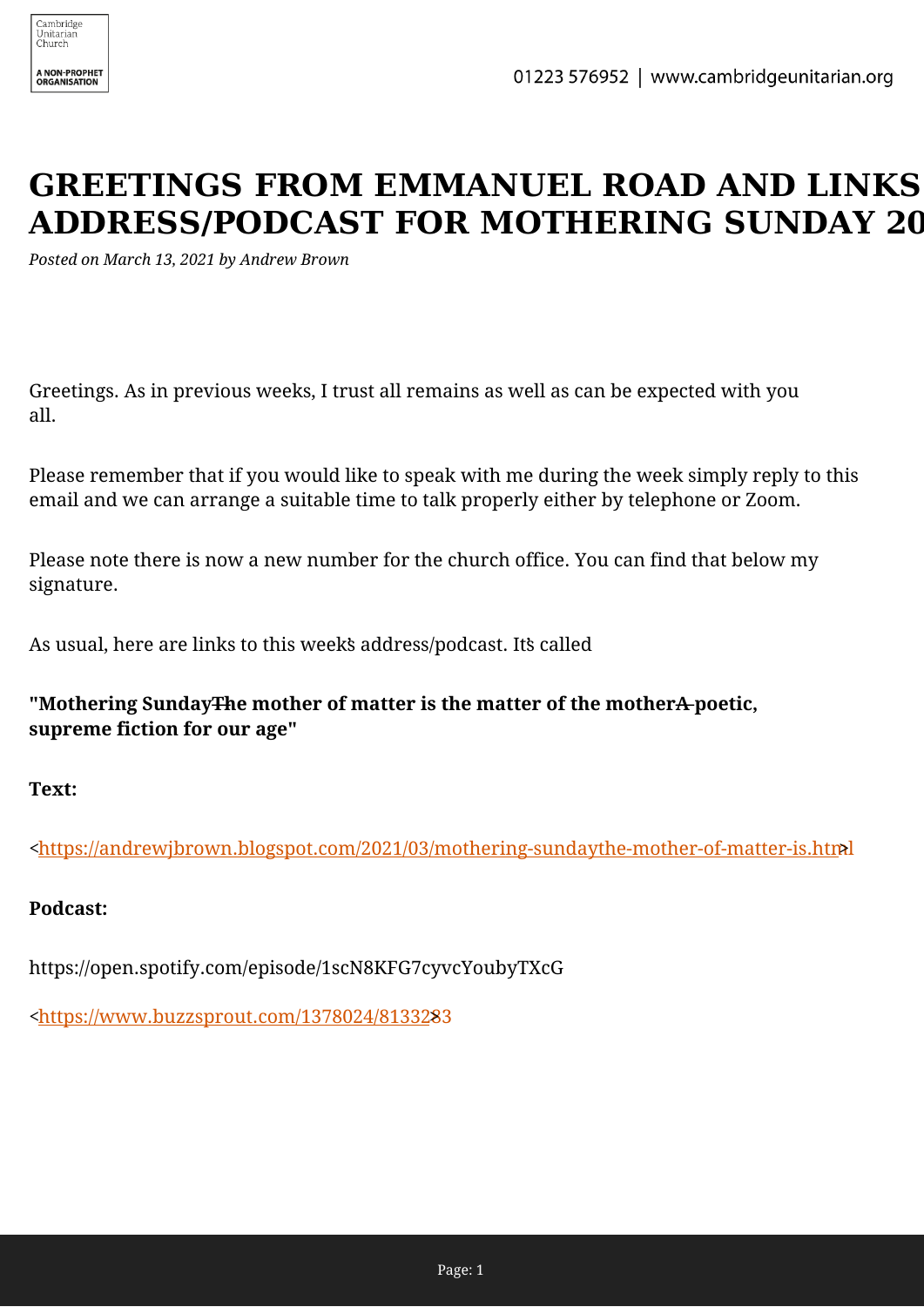# GREETINGS FROM EMMANUEL ROAD AND LINKS ADDRESS/PODCAST FOR MOTHERING SUNDAY 20

*Posted on March 13, 2021 by Andrew Brown*

Greetings. As in previous weeks, I trust all remains as well as can be expected with you all.

Please remember that if you would like to speak with me during the week simply reply to this email and we can arrange a suitable time to talk properly either by telephone or Zoom.

Please note there is now a new number for the church office. You can find that below my signature.

As usual, here are links to this week's address/podcast. It's called

**"Mothering Sunday—The mother of matter is the matter of the mother—A poetic, supreme fiction for our age"**

**Text:**

<https://andrewjbrown.blogspot.com/2021/03/mothering-sundaythe-mother-of-matter-is.html>

**Podcast:**

https://open.spotify.com/episode/1scN8KFG7cyvcYoubyTXcG

<https://www.buzzsprout.com/1378024/8133283>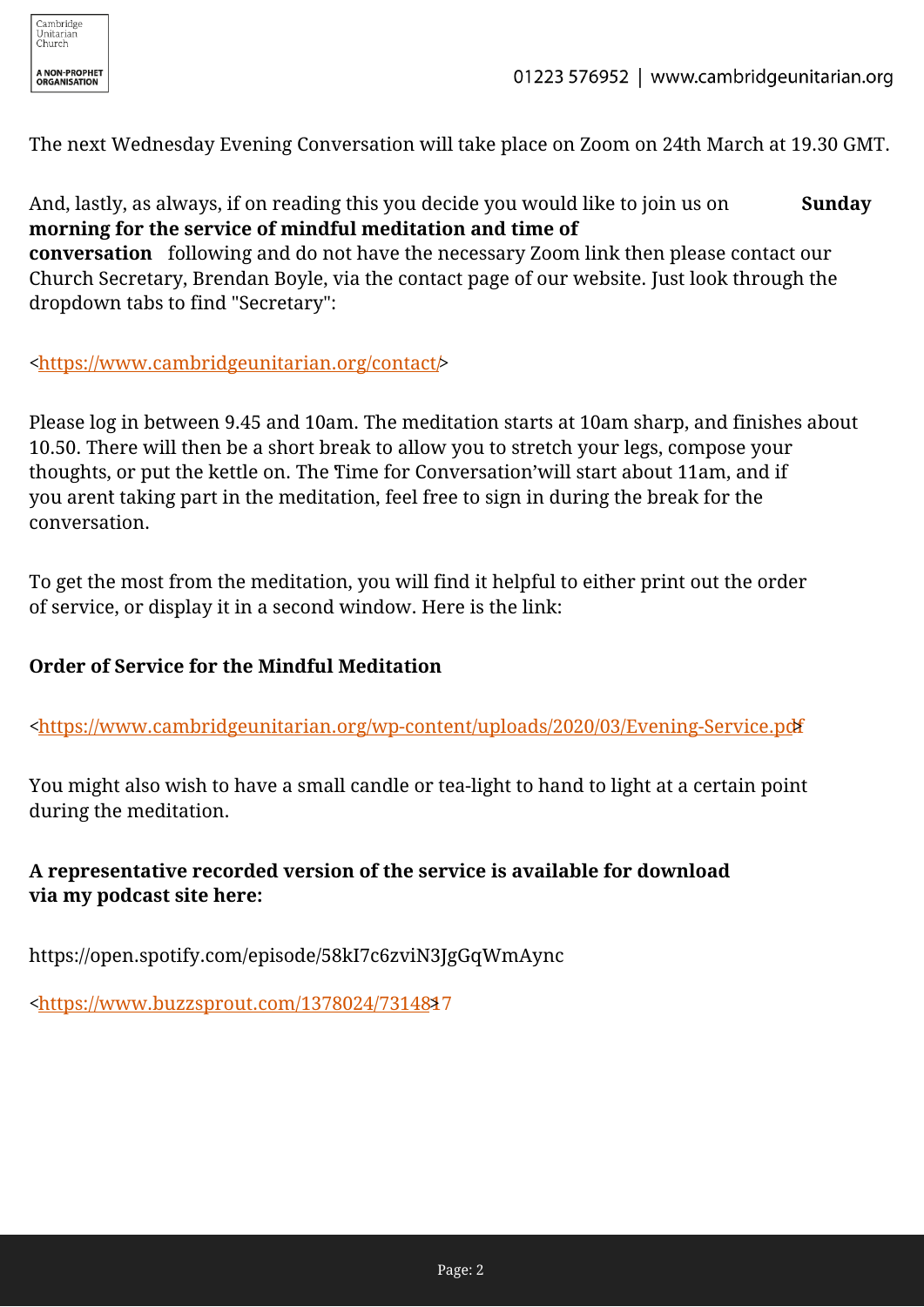The next Wednesday Evening Conversation will take place on Zoom on 24th March at 19.30 GMT.

And, lastly, as always, if on reading this you decide you would like to join us on **Sunday morning for the service of mindful meditation and time of conversation** following and do not have the necessary Zoom link then please contact our Church Secretary, Brendan Boyle, via the contact page of our website. Just look through the dropdown tabs to find "Secretary":

<https://www.cambridgeunitarian.org/contact/>

Please log in between 9.45 and 10am. The meditation starts at 10am sharp, and finishes about 10.50. There will then be a short break to allow you to stretch your legs, compose your thoughts, or put the kettle on. The 'Time for Conversation' will start about 11am, and if you arent taking part in the meditation, feel free to sign in during the break for the conversation.

To get the most from the meditation, you will find it helpful to either print out the order of service, or display it in a second window. Here is the link:

**Order of Service for the Mindful Meditation**

<https://www.cambridgeunitarian.org/wp-content/uploads/2020/03/Evening-Service.pdf>

You might also wish to have a small candle or tea-light to hand to light at a certain point during the meditation.

**A representative recorded version of the service is available for download via my podcast site here:**

https://open.spotify.com/episode/58kI7c6zviN3JgGqWmAync

<https://www.buzzsprout.com/1378024/7314817>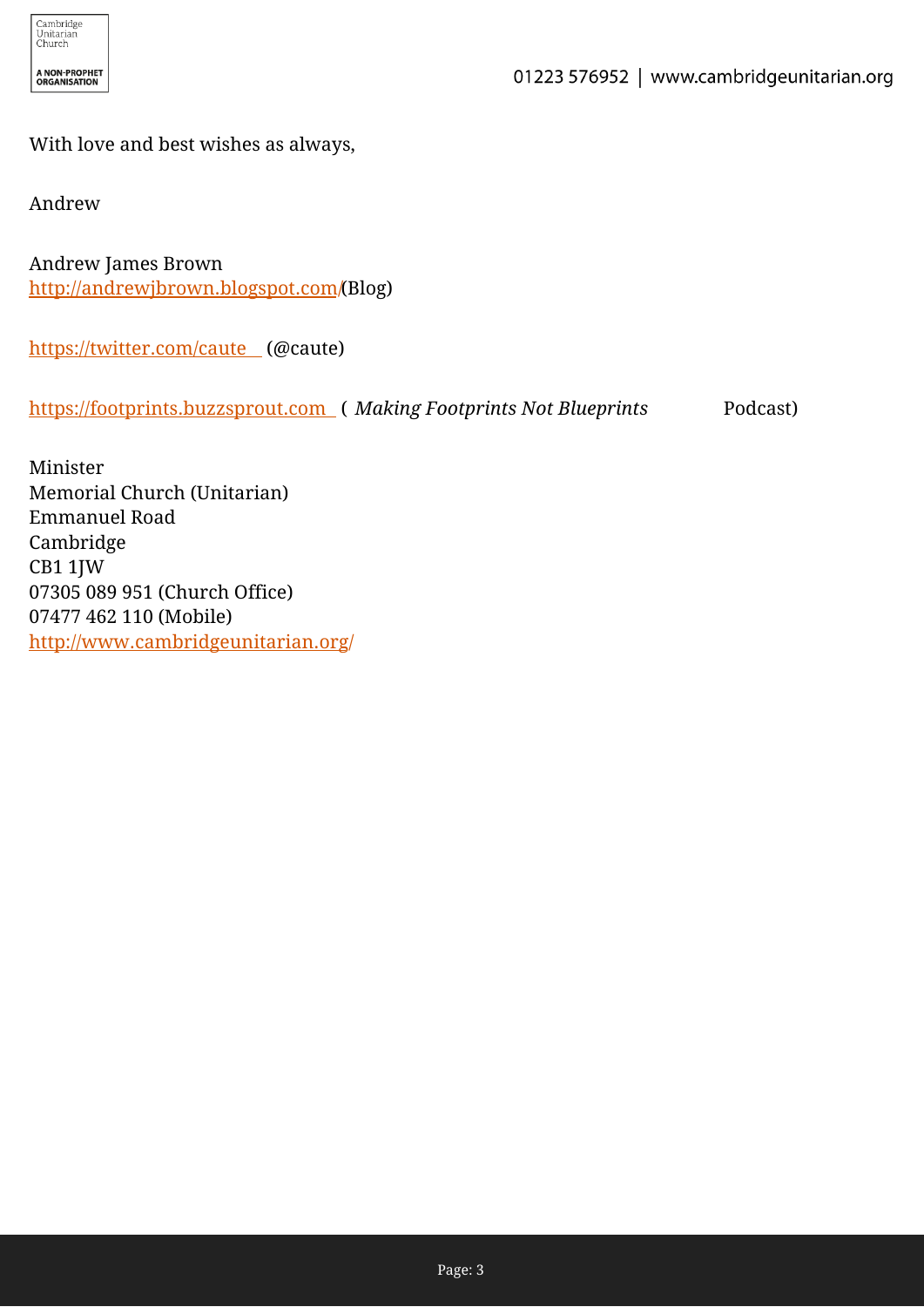With love and best wishes as always,

Andrew

Andrew James Brown
http://andrewjbrown.blogspot.com/ (Blog)

https://twitter.com/caute (@caute)

https://footprints.buzzsprout.com ( *Making Footprints Not Blueprints* Podcast)

Minister
Memorial Church (Unitarian)
Emmanuel Road
Cambridge
CB1 1JW
07305 089 951 (Church Office)
07477 462 110 (Mobile)
http://www.cambridgeunitarian.org/